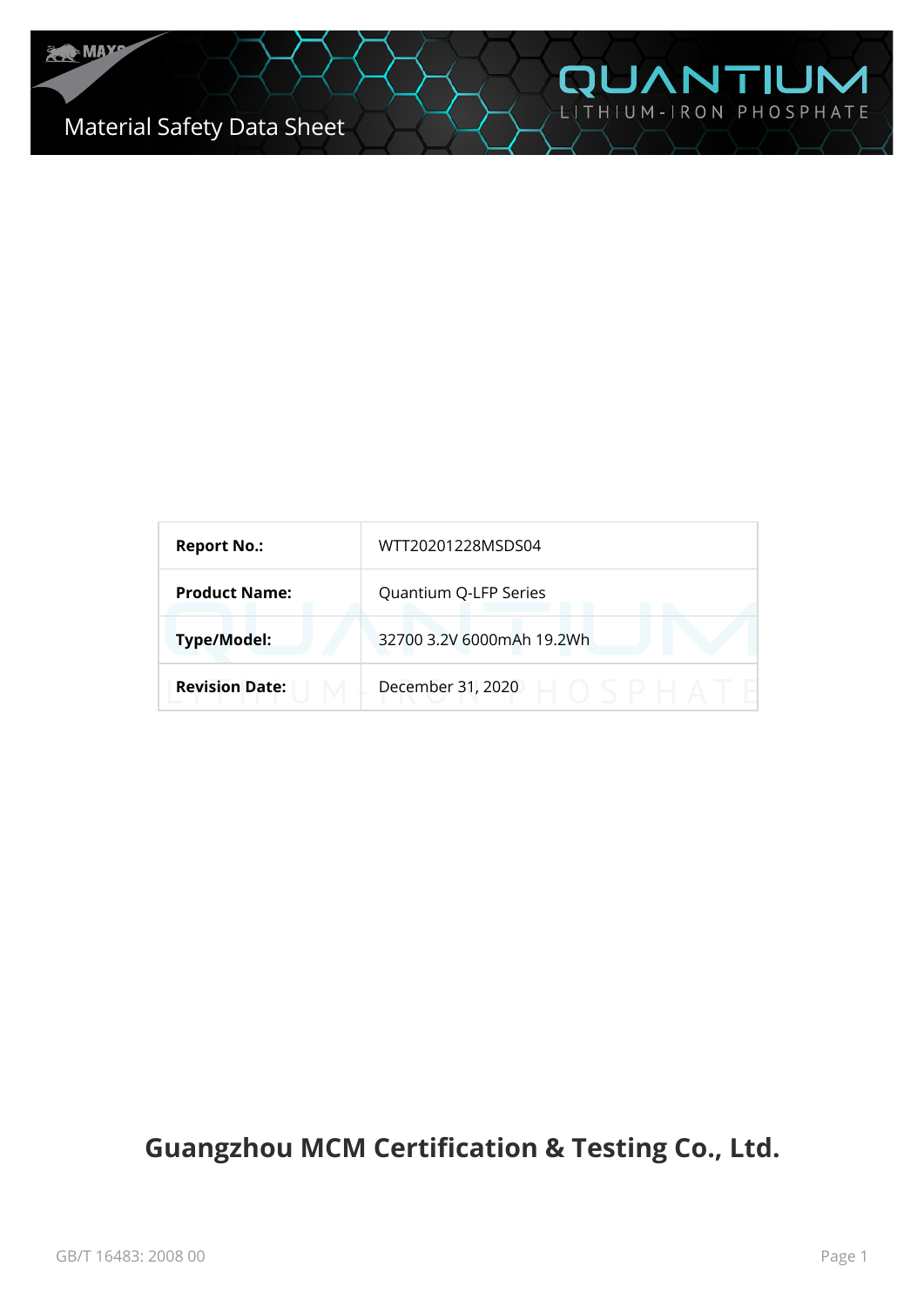# Material Safety Data Sheet

QUANTIUM

LITHIUM-IRON PHOSPHATE

| **Report No.:** | WTT20201228MSDS04 |
|---|---|
| **Product Name:** | Quantium Q-LFP Series |
| **Type/Model:** | 32700 3.2V 6000mAh 19.2Wh |
| **Revision Date:** | December 31, 2020 |

## Guangzhou MCM Certification & Testing Co., Ltd.

GB/T 16483: 2008 00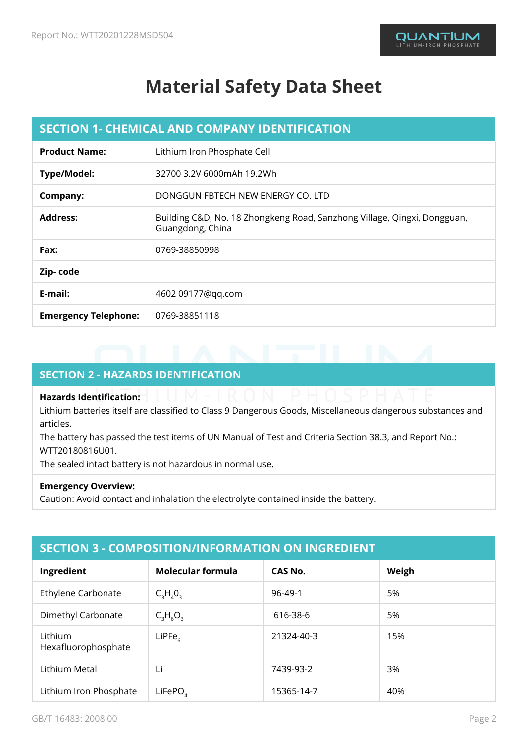# Material Safety Data Sheet

## SECTION 1- CHEMICAL AND COMPANY IDENTIFICATION

| | |
|---|---|
| **Product Name:** | Lithium Iron Phosphate Cell |
| **Type/Model:** | 32700 3.2V 6000mAh 19.2Wh |
| **Company:** | DONGGUN FBTECH NEW ENERGY CO. LTD |
| **Address:** | Building C&D, No. 18 Zhongkeng Road, Sanzhong Village, Qingxi, Dongguan, Guangdong, China |
| **Fax:** | 0769-38850998 |
| **Zip- code** | |
| **E-mail:** | 4602 09177@qq.com |
| **Emergency Telephone:** | 0769-38851118 |

## SECTION 2 - HAZARDS IDENTIFICATION

**Hazards Identification:**

Lithium batteries itself are classified to Class 9 Dangerous Goods, Miscellaneous dangerous substances and articles.

The battery has passed the test items of UN Manual of Test and Criteria Section 38.3, and Report No.: WTT20180816U01.

The sealed intact battery is not hazardous in normal use.

**Emergency Overview:**

Caution: Avoid contact and inhalation the electrolyte contained inside the battery.

## SECTION 3 - COMPOSITION/INFORMATION ON INGREDIENT

| Ingredient | Molecular formula | CAS No. | Weigh |
|---|---|---|---|
| Ethylene Carbonate | $C_3H_40_3$ | 96-49-1 | 5% |
| Dimethyl Carbonate | $C_3H_6O_3$ | 616-38-6 | 5% |
| Lithium Hexafluorophosphate | $LiPFe_6$ | 21324-40-3 | 15% |
| Lithium Metal | Li | 7439-93-2 | 3% |
| Lithium Iron Phosphate | $LiFePO_4$ | 15365-14-7 | 40% |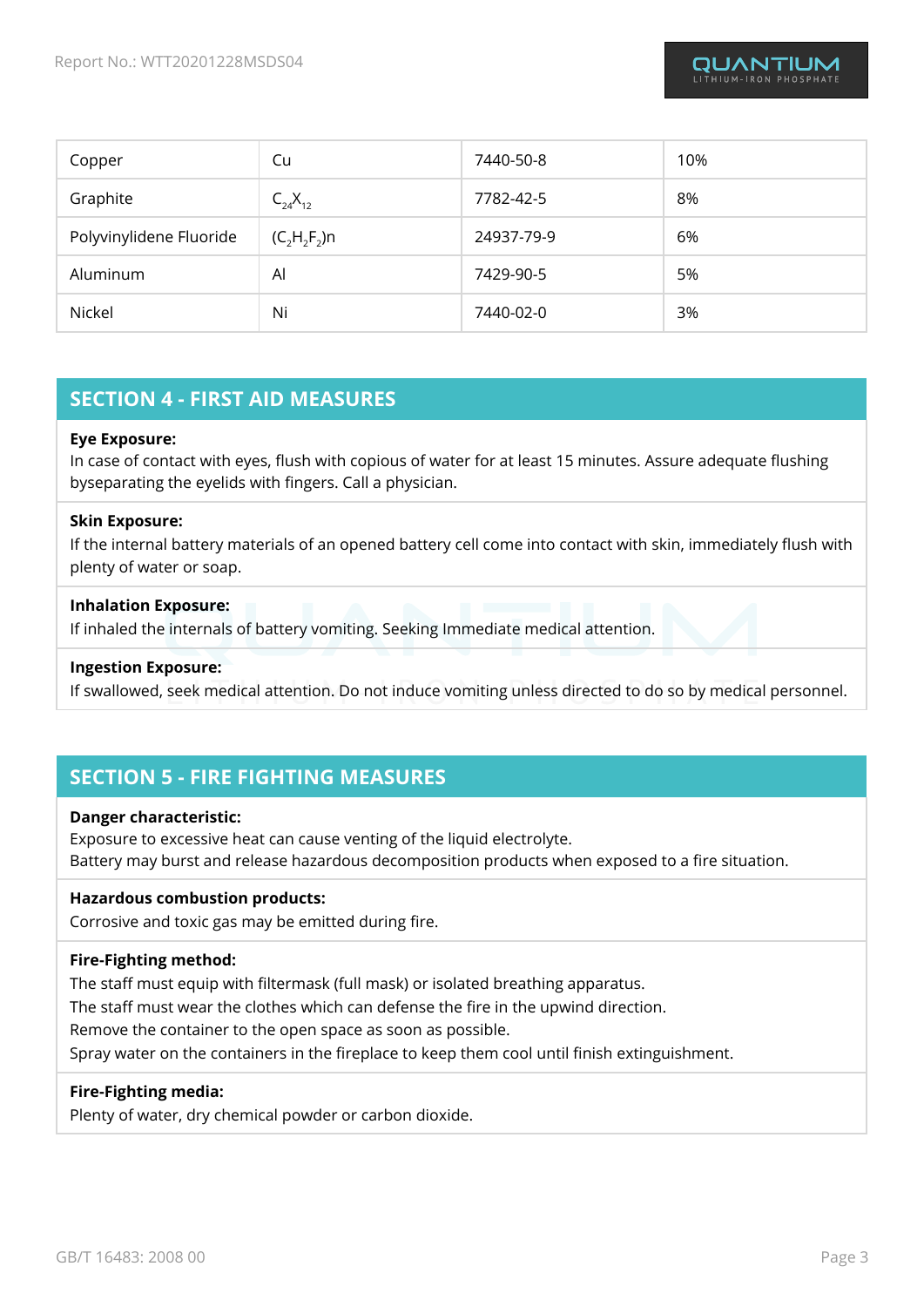| Copper | $Cu$ | 7440-50-8 | 10% |
|---|---|---|---|
| Graphite | $C_{24}X_{12}$ | 7782-42-5 | 8% |
| Polyvinylidene Fluoride | $(C_2H_2F_2)n$ | 24937-79-9 | 6% |
| Aluminum | $Al$ | 7429-90-5 | 5% |
| Nickel | $Ni$ | 7440-02-0 | 3% |

## SECTION 4 - FIRST AID MEASURES

**Eye Exposure:**
In case of contact with eyes, flush with copious of water for at least 15 minutes. Assure adequate flushing byseparating the eyelids with fingers. Call a physician.

**Skin Exposure:**
If the internal battery materials of an opened battery cell come into contact with skin, immediately flush with plenty of water or soap.

**Inhalation Exposure:**
If inhaled the internals of battery vomiting. Seeking Immediate medical attention.

**Ingestion Exposure:**
If swallowed, seek medical attention. Do not induce vomiting unless directed to do so by medical personnel.

## SECTION 5 - FIRE FIGHTING MEASURES

**Danger characteristic:**
Exposure to excessive heat can cause venting of the liquid electrolyte.
Battery may burst and release hazardous decomposition products when exposed to a fire situation.

**Hazardous combustion products:**
Corrosive and toxic gas may be emitted during fire.

**Fire-Fighting method:**
The staff must equip with filtermask (full mask) or isolated breathing apparatus.
The staff must wear the clothes which can defense the fire in the upwind direction.
Remove the container to the open space as soon as possible.
Spray water on the containers in the fireplace to keep them cool until finish extinguishment.

**Fire-Fighting media:**
Plenty of water, dry chemical powder or carbon dioxide.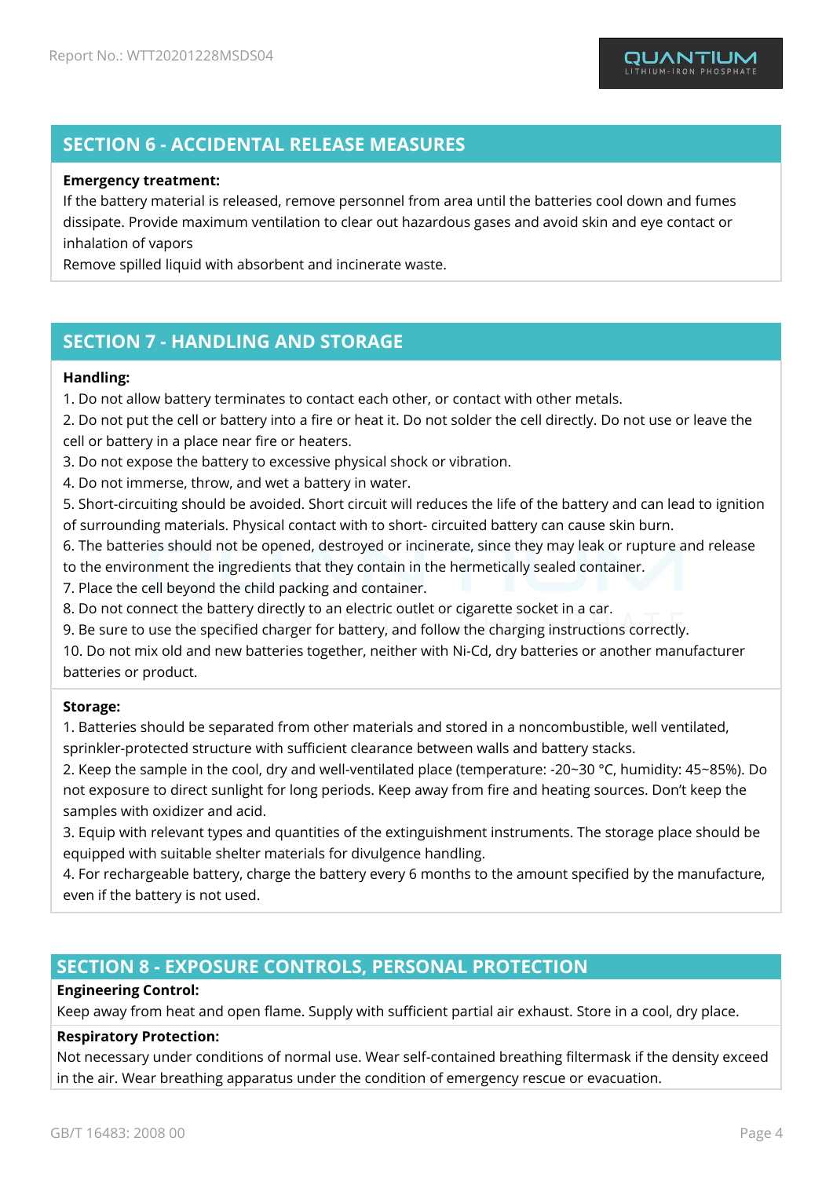## SECTION 6 - ACCIDENTAL RELEASE MEASURES

**Emergency treatment:**

If the battery material is released, remove personnel from area until the batteries cool down and fumes dissipate. Provide maximum ventilation to clear out hazardous gases and avoid skin and eye contact or inhalation of vapors

Remove spilled liquid with absorbent and incinerate waste.

## SECTION 7 - HANDLING AND STORAGE

**Handling:**

1. Do not allow battery terminates to contact each other, or contact with other metals.
2. Do not put the cell or battery into a fire or heat it. Do not solder the cell directly. Do not use or leave the cell or battery in a place near fire or heaters.
3. Do not expose the battery to excessive physical shock or vibration.
4. Do not immerse, throw, and wet a battery in water.
5. Short-circuiting should be avoided. Short circuit will reduces the life of the battery and can lead to ignition of surrounding materials. Physical contact with to short- circuited battery can cause skin burn.
6. The batteries should not be opened, destroyed or incinerate, since they may leak or rupture and release to the environment the ingredients that they contain in the hermetically sealed container.
7. Place the cell beyond the child packing and container.
8. Do not connect the battery directly to an electric outlet or cigarette socket in a car.
9. Be sure to use the specified charger for battery, and follow the charging instructions correctly.
10. Do not mix old and new batteries together, neither with Ni-Cd, dry batteries or another manufacturer batteries or product.

**Storage:**

1. Batteries should be separated from other materials and stored in a noncombustible, well ventilated, sprinkler-protected structure with sufficient clearance between walls and battery stacks.
2. Keep the sample in the cool, dry and well-ventilated place (temperature: -20~30 °C, humidity: 45~85%). Do not exposure to direct sunlight for long periods. Keep away from fire and heating sources. Don't keep the samples with oxidizer and acid.
3. Equip with relevant types and quantities of the extinguishment instruments. The storage place should be equipped with suitable shelter materials for divulgence handling.
4. For rechargeable battery, charge the battery every 6 months to the amount specified by the manufacture, even if the battery is not used.

## SECTION 8 - EXPOSURE CONTROLS, PERSONAL PROTECTION

**Engineering Control:**

Keep away from heat and open flame. Supply with sufficient partial air exhaust. Store in a cool, dry place.

**Respiratory Protection:**

Not necessary under conditions of normal use. Wear self-contained breathing filtermask if the density exceed in the air. Wear breathing apparatus under the condition of emergency rescue or evacuation.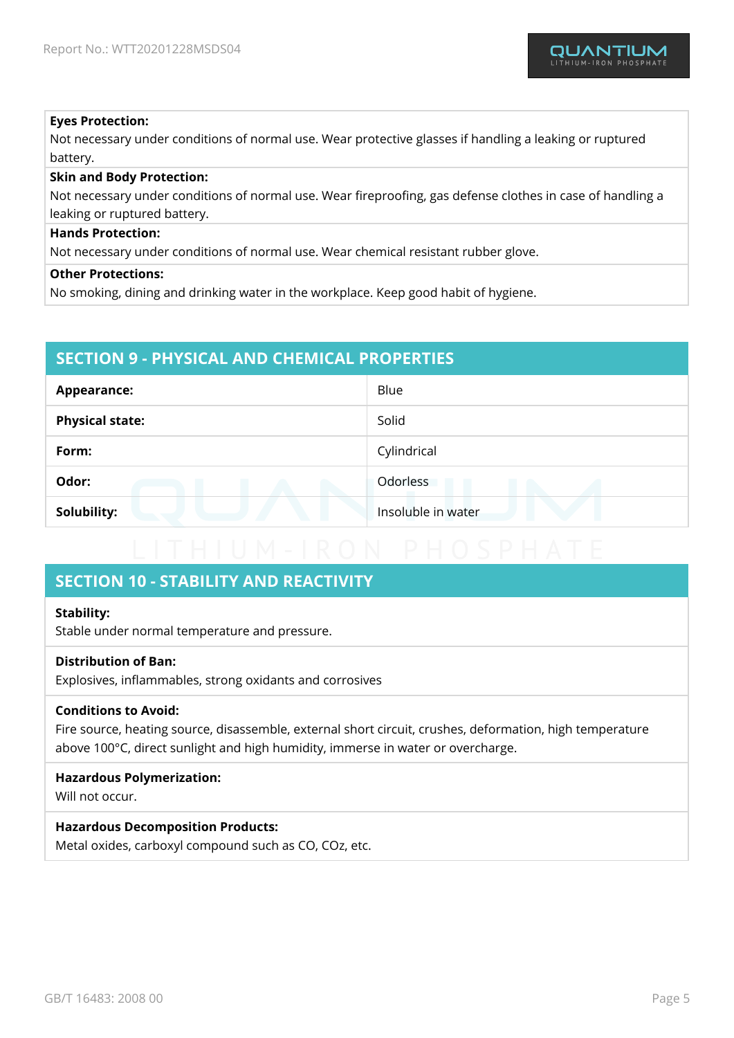**Eyes Protection:**
Not necessary under conditions of normal use. Wear protective glasses if handling a leaking or ruptured battery.

**Skin and Body Protection:**
Not necessary under conditions of normal use. Wear fireproofing, gas defense clothes in case of handling a leaking or ruptured battery.

**Hands Protection:**
Not necessary under conditions of normal use. Wear chemical resistant rubber glove.

**Other Protections:**
No smoking, dining and drinking water in the workplace. Keep good habit of hygiene.

## SECTION 9 - PHYSICAL AND CHEMICAL PROPERTIES

| | |
|---|---|
| **Appearance:** | Blue |
| **Physical state:** | Solid |
| **Form:** | Cylindrical |
| **Odor:** | Odorless |
| **Solubility:** | Insoluble in water |

## SECTION 10 - STABILITY AND REACTIVITY

**Stability:**
Stable under normal temperature and pressure.

**Distribution of Ban:**
Explosives, inflammables, strong oxidants and corrosives

**Conditions to Avoid:**
Fire source, heating source, disassemble, external short circuit, crushes, deformation, high temperature above 100°C, direct sunlight and high humidity, immerse in water or overcharge.

**Hazardous Polymerization:**
Will not occur.

**Hazardous Decomposition Products:**
Metal oxides, carboxyl compound such as CO, COz, etc.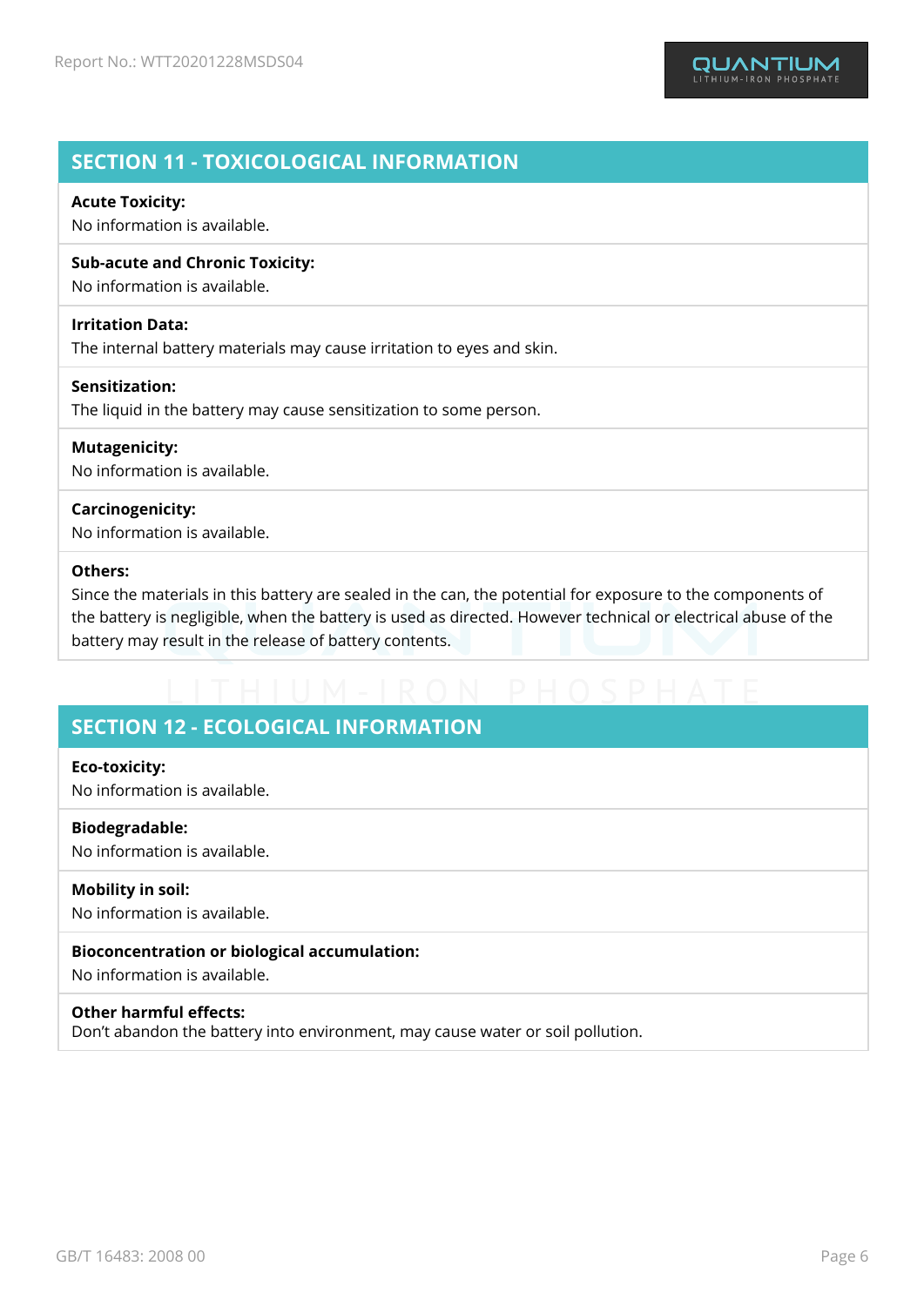## SECTION 11 - TOXICOLOGICAL INFORMATION

**Acute Toxicity:**
No information is available.

**Sub-acute and Chronic Toxicity:**
No information is available.

**Irritation Data:**
The internal battery materials may cause irritation to eyes and skin.

**Sensitization:**
The liquid in the battery may cause sensitization to some person.

**Mutagenicity:**
No information is available.

**Carcinogenicity:**
No information is available.

**Others:**
Since the materials in this battery are sealed in the can, the potential for exposure to the components of the battery is negligible, when the battery is used as directed. However technical or electrical abuse of the battery may result in the release of battery contents.

## SECTION 12 - ECOLOGICAL INFORMATION

**Eco-toxicity:**
No information is available.

**Biodegradable:**
No information is available.

**Mobility in soil:**
No information is available.

**Bioconcentration or biological accumulation:**
No information is available.

**Other harmful effects:**
Don't abandon the battery into environment, may cause water or soil pollution.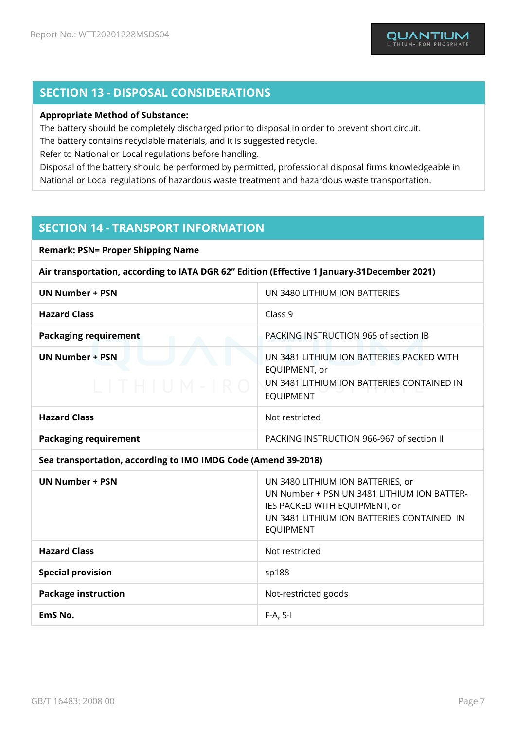## SECTION 13 - DISPOSAL CONSIDERATIONS

**Appropriate Method of Substance:**

The battery should be completely discharged prior to disposal in order to prevent short circuit.
The battery contains recyclable materials, and it is suggested recycle.
Refer to National or Local regulations before handling.
Disposal of the battery should be performed by permitted, professional disposal firms knowledgeable in National or Local regulations of hazardous waste treatment and hazardous waste transportation.

## SECTION 14 - TRANSPORT INFORMATION

**Remark: PSN= Proper Shipping Name**

| **Air transportation, according to IATA DGR 62" Edition (Effective 1 January-31December 2021)** | |
|---|---|
| **UN Number + PSN** | UN 3480 LITHIUM ION BATTERIES |
| **Hazard Class** | Class 9 |
| **Packaging requirement** | PACKING INSTRUCTION 965 of section IB |
| **UN Number + PSN** | UN 3481 LITHIUM ION BATTERIES PACKED WITH EQUIPMENT, or<br>UN 3481 LITHIUM ION BATTERIES CONTAINED IN EQUIPMENT |
| **Hazard Class** | Not restricted |
| **Packaging requirement** | PACKING INSTRUCTION 966-967 of section II |
| **Sea transportation, according to IMO IMDG Code (Amend 39-2018)** | |
| **UN Number + PSN** | UN 3480 LITHIUM ION BATTERIES, or<br>UN Number + PSN UN 3481 LITHIUM ION BATTERIES PACKED WITH EQUIPMENT, or<br>UN 3481 LITHIUM ION BATTERIES CONTAINED IN EQUIPMENT |
| **Hazard Class** | Not restricted |
| **Special provision** | sp188 |
| **Package instruction** | Not-restricted goods |
| **EmS No.** | F-A, S-I |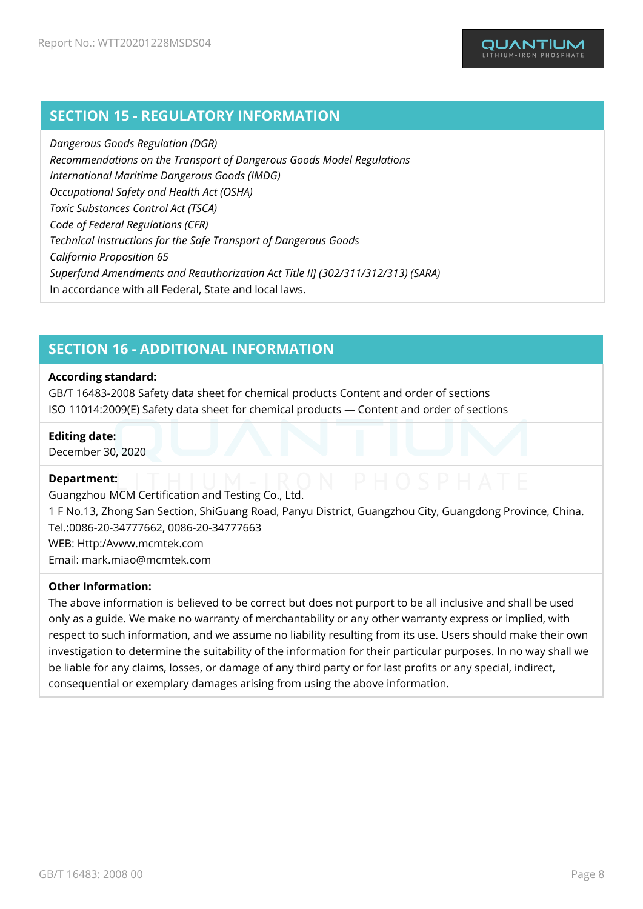## SECTION 15 - REGULATORY INFORMATION

*Dangerous Goods Regulation (DGR)*
*Recommendations on the Transport of Dangerous Goods Model Regulations*
*International Maritime Dangerous Goods (IMDG)*
*Occupational Safety and Health Act (OSHA)*
*Toxic Substances Control Act (TSCA)*
*Code of Federal Regulations (CFR)*
*Technical Instructions for the Safe Transport of Dangerous Goods*
*California Proposition 65*
*Superfund Amendments and Reauthorization Act Title II] (302/311/312/313) (SARA)*
In accordance with all Federal, State and local laws.

## SECTION 16 - ADDITIONAL INFORMATION

**According standard:**
GB/T 16483-2008 Safety data sheet for chemical products Content and order of sections
ISO 11014:2009(E) Safety data sheet for chemical products — Content and order of sections

**Editing date:**
December 30, 2020

**Department:**
Guangzhou MCM Certification and Testing Co., Ltd.
1 F No.13, Zhong San Section, ShiGuang Road, Panyu District, Guangzhou City, Guangdong Province, China.
Tel.:0086-20-34777662, 0086-20-34777663
WEB: Http:/Avww.mcmtek.com
Email: mark.miao@mcmtek.com

**Other Information:**
The above information is believed to be correct but does not purport to be all inclusive and shall be used only as a guide. We make no warranty of merchantability or any other warranty express or implied, with respect to such information, and we assume no liability resulting from its use. Users should make their own investigation to determine the suitability of the information for their particular purposes. In no way shall we be liable for any claims, losses, or damage of any third party or for last profits or any special, indirect, consequential or exemplary damages arising from using the above information.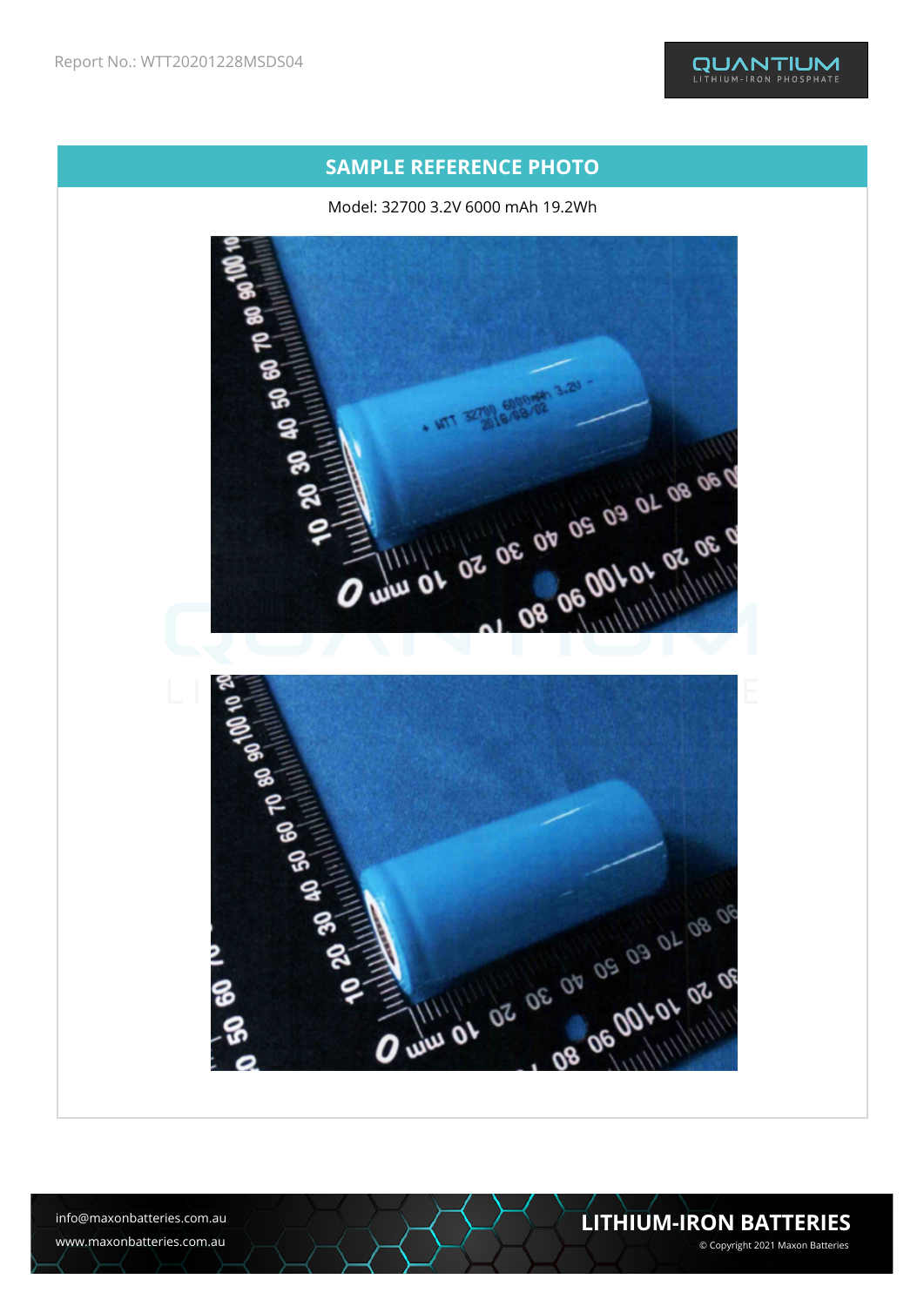## SAMPLE REFERENCE PHOTO

Model: 32700 3.2V 6000 mAh 19.2Wh